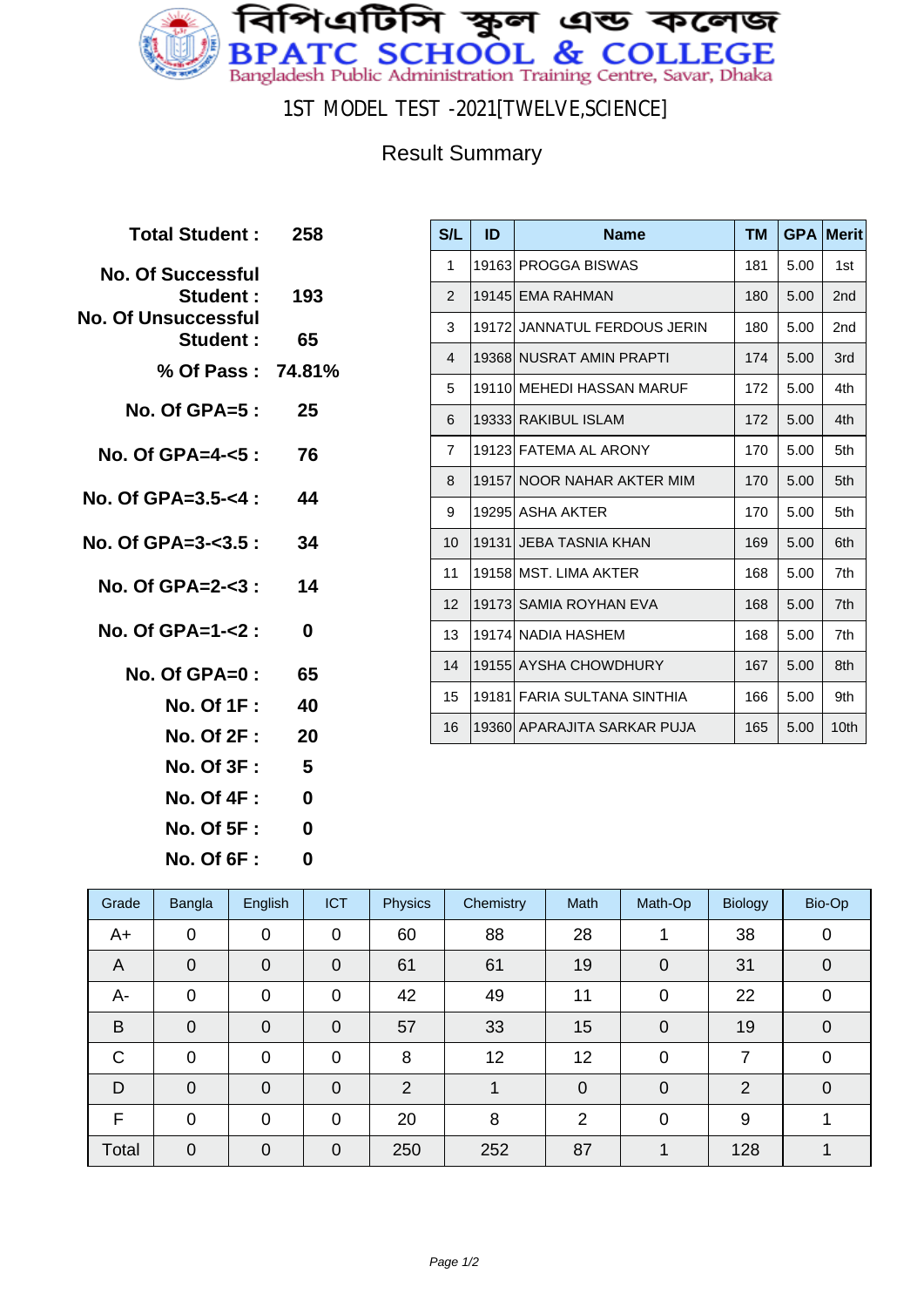# বিপিএটিসি স্কুল এন্ড কলেজ

# BPATC SCHOOL & COLLEGE

Bangladesh Public Administration Training Centre, Savar, Dhaka

## 1ST MODEL TEST -2021[TWELVE,SCIENCE]

### Result Summary

| | |
|---|---|
| **Total Student :** | **258** |
| **No. Of Successful Student :** | **193** |
| **No. Of Unsuccessful Student :** | **65** |
| **% Of Pass :** | **74.81%** |
| **No. Of GPA=5 :** | **25** |
| **No. Of GPA=4-<5 :** | **76** |
| **No. Of GPA=3.5-<4 :** | **44** |
| **No. Of GPA=3-<3.5 :** | **34** |
| **No. Of GPA=2-<3 :** | **14** |
| **No. Of GPA=1-<2 :** | **0** |
| **No. Of GPA=0 :** | **65** |
| **No. Of 1F :** | **40** |
| **No. Of 2F :** | **20** |
| **No. Of 3F :** | **5** |
| **No. Of 4F :** | **0** |
| **No. Of 5F :** | **0** |
| **No. Of 6F :** | **0** |

| S/L | ID | Name | TM | GPA | Merit |
|---|---|---|---|---|---|
| 1 | 19163 | PROGGA BISWAS | 181 | 5.00 | 1st |
| 2 | 19145 | EMA RAHMAN | 180 | 5.00 | 2nd |
| 3 | 19172 | JANNATUL FERDOUS JERIN | 180 | 5.00 | 2nd |
| 4 | 19368 | NUSRAT AMIN PRAPTI | 174 | 5.00 | 3rd |
| 5 | 19110 | MEHEDI HASSAN MARUF | 172 | 5.00 | 4th |
| 6 | 19333 | RAKIBUL ISLAM | 172 | 5.00 | 4th |
| 7 | 19123 | FATEMA AL ARONY | 170 | 5.00 | 5th |
| 8 | 19157 | NOOR NAHAR AKTER MIM | 170 | 5.00 | 5th |
| 9 | 19295 | ASHA AKTER | 170 | 5.00 | 5th |
| 10 | 19131 | JEBA TASNIA KHAN | 169 | 5.00 | 6th |
| 11 | 19158 | MST. LIMA AKTER | 168 | 5.00 | 7th |
| 12 | 19173 | SAMIA ROYHAN EVA | 168 | 5.00 | 7th |
| 13 | 19174 | NADIA HASHEM | 168 | 5.00 | 7th |
| 14 | 19155 | AYSHA CHOWDHURY | 167 | 5.00 | 8th |
| 15 | 19181 | FARIA SULTANA SINTHIA | 166 | 5.00 | 9th |
| 16 | 19360 | APARAJITA SARKAR PUJA | 165 | 5.00 | 10th |

| Grade | Bangla | English | ICT | Physics | Chemistry | Math | Math-Op | Biology | Bio-Op |
|---|---|---|---|---|---|---|---|---|---|
| A+ | 0 | 0 | 0 | 60 | 88 | 28 | 1 | 38 | 0 |
| A | 0 | 0 | 0 | 61 | 61 | 19 | 0 | 31 | 0 |
| A- | 0 | 0 | 0 | 42 | 49 | 11 | 0 | 22 | 0 |
| B | 0 | 0 | 0 | 57 | 33 | 15 | 0 | 19 | 0 |
| C | 0 | 0 | 0 | 8 | 12 | 12 | 0 | 7 | 0 |
| D | 0 | 0 | 0 | 2 | 1 | 0 | 0 | 2 | 0 |
| F | 0 | 0 | 0 | 20 | 8 | 2 | 0 | 9 | 1 |
| Total | 0 | 0 | 0 | 250 | 252 | 87 | 1 | 128 | 1 |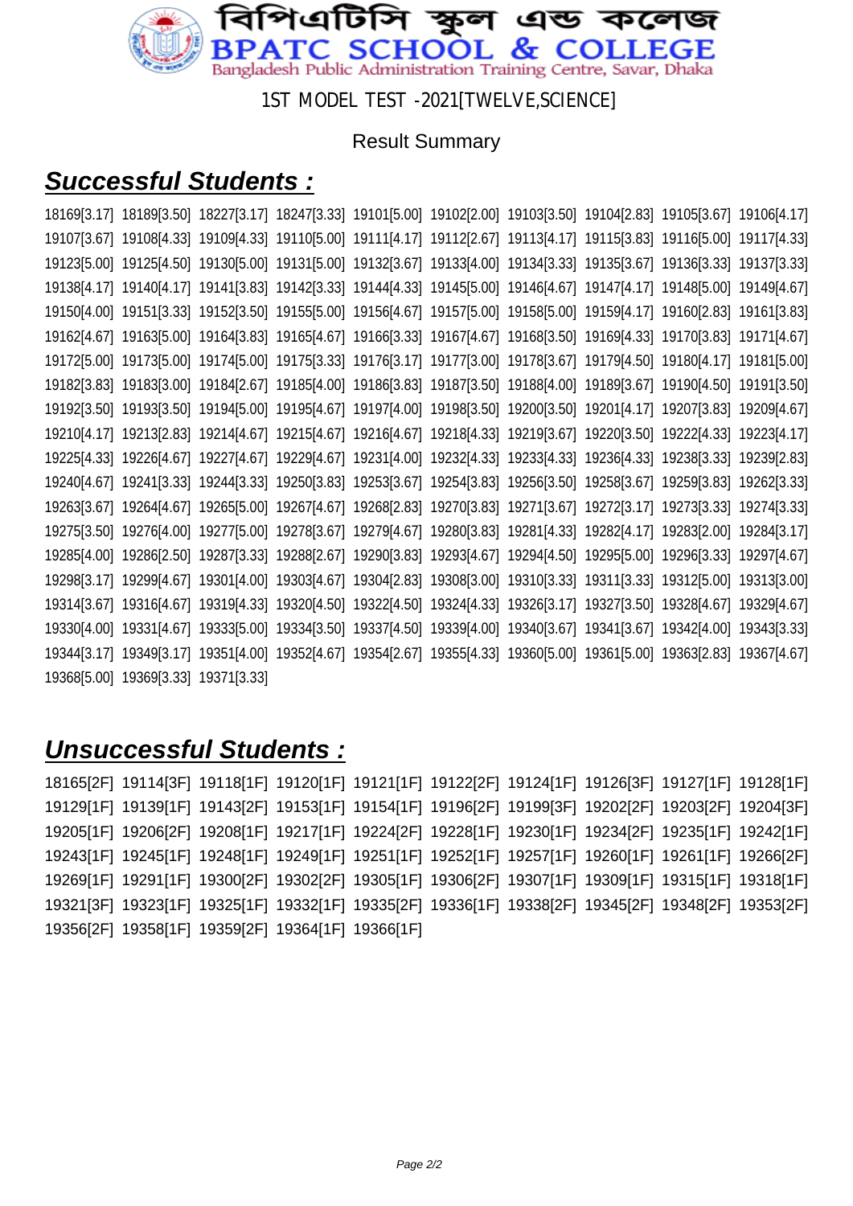বিপিএটিসি স্কুল এন্ড কলেজ

# BPATC SCHOOL & COLLEGE

Bangladesh Public Administration Training Centre, Savar, Dhaka

1ST MODEL TEST -2021[TWELVE,SCIENCE]

Result Summary

## Successful Students :

18169[3.17] 18189[3.50] 18227[3.17] 18247[3.33] 19101[5.00] 19102[2.00] 19103[3.50] 19104[2.83] 19105[3.67] 19106[4.17] 19107[3.67] 19108[4.33] 19109[4.33] 19110[5.00] 19111[4.17] 19112[2.67] 19113[4.17] 19115[3.83] 19116[5.00] 19117[4.33] 19123[5.00] 19125[4.50] 19130[5.00] 19131[5.00] 19132[3.67] 19133[4.00] 19134[3.33] 19135[3.67] 19136[3.33] 19137[3.33] 19138[4.17] 19140[4.17] 19141[3.83] 19142[3.33] 19144[4.33] 19145[5.00] 19146[4.67] 19147[4.17] 19148[5.00] 19149[4.67] 19150[4.00] 19151[3.33] 19152[3.50] 19155[5.00] 19156[4.67] 19157[5.00] 19158[5.00] 19159[4.17] 19160[2.83] 19161[3.83] 19162[4.67] 19163[5.00] 19164[3.83] 19165[4.67] 19166[3.33] 19167[4.67] 19168[3.50] 19169[4.33] 19170[3.83] 19171[4.67] 19172[5.00] 19173[5.00] 19174[5.00] 19175[3.33] 19176[3.17] 19177[3.00] 19178[3.67] 19179[4.50] 19180[4.17] 19181[5.00] 19182[3.83] 19183[3.00] 19184[2.67] 19185[4.00] 19186[3.83] 19187[3.50] 19188[4.00] 19189[3.67] 19190[4.50] 19191[3.50] 19192[3.50] 19193[3.50] 19194[5.00] 19195[4.67] 19197[4.00] 19198[3.50] 19200[3.50] 19201[4.17] 19207[3.83] 19209[4.67] 19210[4.17] 19213[2.83] 19214[4.67] 19215[4.67] 19216[4.67] 19218[4.33] 19219[3.67] 19220[3.50] 19222[4.33] 19223[4.17] 19225[4.33] 19226[4.67] 19227[4.67] 19229[4.67] 19231[4.00] 19232[4.33] 19233[4.33] 19236[4.33] 19238[3.33] 19239[2.83] 19240[4.67] 19241[3.33] 19244[3.33] 19250[3.83] 19253[3.67] 19254[3.83] 19256[3.50] 19258[3.67] 19259[3.83] 19262[3.33] 19263[3.67] 19264[4.67] 19265[5.00] 19267[4.67] 19268[2.83] 19270[3.83] 19271[3.67] 19272[3.17] 19273[3.33] 19274[3.33] 19275[3.50] 19276[4.00] 19277[5.00] 19278[3.67] 19279[4.67] 19280[3.83] 19281[4.33] 19282[4.17] 19283[2.00] 19284[3.17] 19285[4.00] 19286[2.50] 19287[3.33] 19288[2.67] 19290[3.83] 19293[4.67] 19294[4.50] 19295[5.00] 19296[3.33] 19297[4.67] 19298[3.17] 19299[4.67] 19301[4.00] 19303[4.67] 19304[2.83] 19308[3.00] 19310[3.33] 19311[3.33] 19312[5.00] 19313[3.00] 19314[3.67] 19316[4.67] 19319[4.33] 19320[4.50] 19322[4.50] 19324[4.33] 19326[3.17] 19327[3.50] 19328[4.67] 19329[4.67] 19330[4.00] 19331[4.67] 19333[5.00] 19334[3.50] 19337[4.50] 19339[4.00] 19340[3.67] 19341[3.67] 19342[4.00] 19343[3.33] 19344[3.17] 19349[3.17] 19351[4.00] 19352[4.67] 19354[2.67] 19355[4.33] 19360[5.00] 19361[5.00] 19363[2.83] 19367[4.67] 19368[5.00] 19369[3.33] 19371[3.33]

## Unsuccessful Students :

18165[2F] 19114[3F] 19118[1F] 19120[1F] 19121[1F] 19122[2F] 19124[1F] 19126[3F] 19127[1F] 19128[1F] 19129[1F] 19139[1F] 19143[2F] 19153[1F] 19154[1F] 19196[2F] 19199[3F] 19202[2F] 19203[2F] 19204[3F] 19205[1F] 19206[2F] 19208[1F] 19217[1F] 19224[2F] 19228[1F] 19230[1F] 19234[2F] 19235[1F] 19242[1F] 19243[1F] 19245[1F] 19248[1F] 19249[1F] 19251[1F] 19252[1F] 19257[1F] 19260[1F] 19261[1F] 19266[2F] 19269[1F] 19291[1F] 19300[2F] 19302[2F] 19305[1F] 19306[2F] 19307[1F] 19309[1F] 19315[1F] 19318[1F] 19321[3F] 19323[1F] 19325[1F] 19332[1F] 19335[2F] 19336[1F] 19338[2F] 19345[2F] 19348[2F] 19353[2F] 19356[2F] 19358[1F] 19359[2F] 19364[1F] 19366[1F]